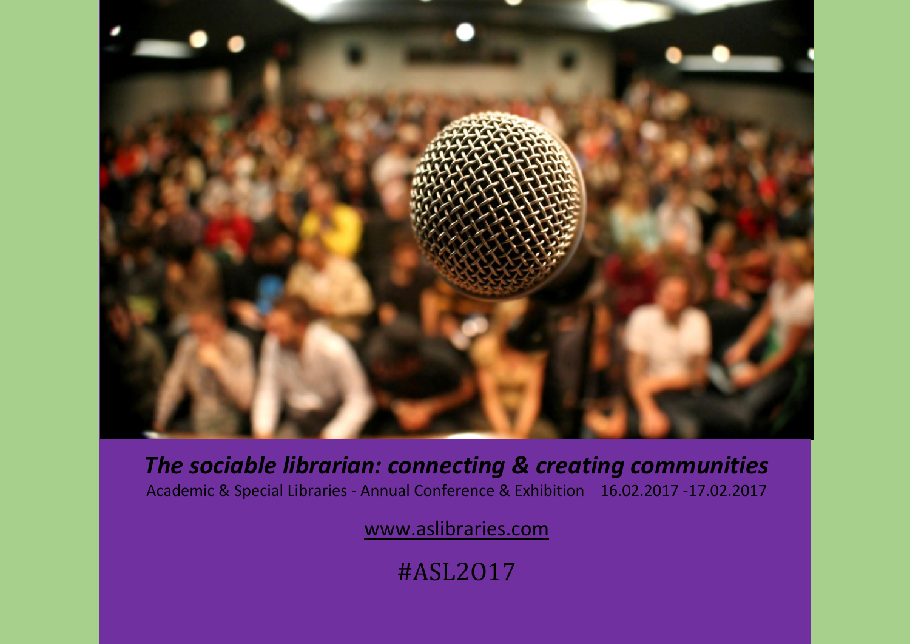# *The sociable librarian: connecting & creating communities*

Academic & Special Libraries - Annual Conference & Exhibition 16.02.2017 -17.02.2017

www.aslibraries.com

#ASL2017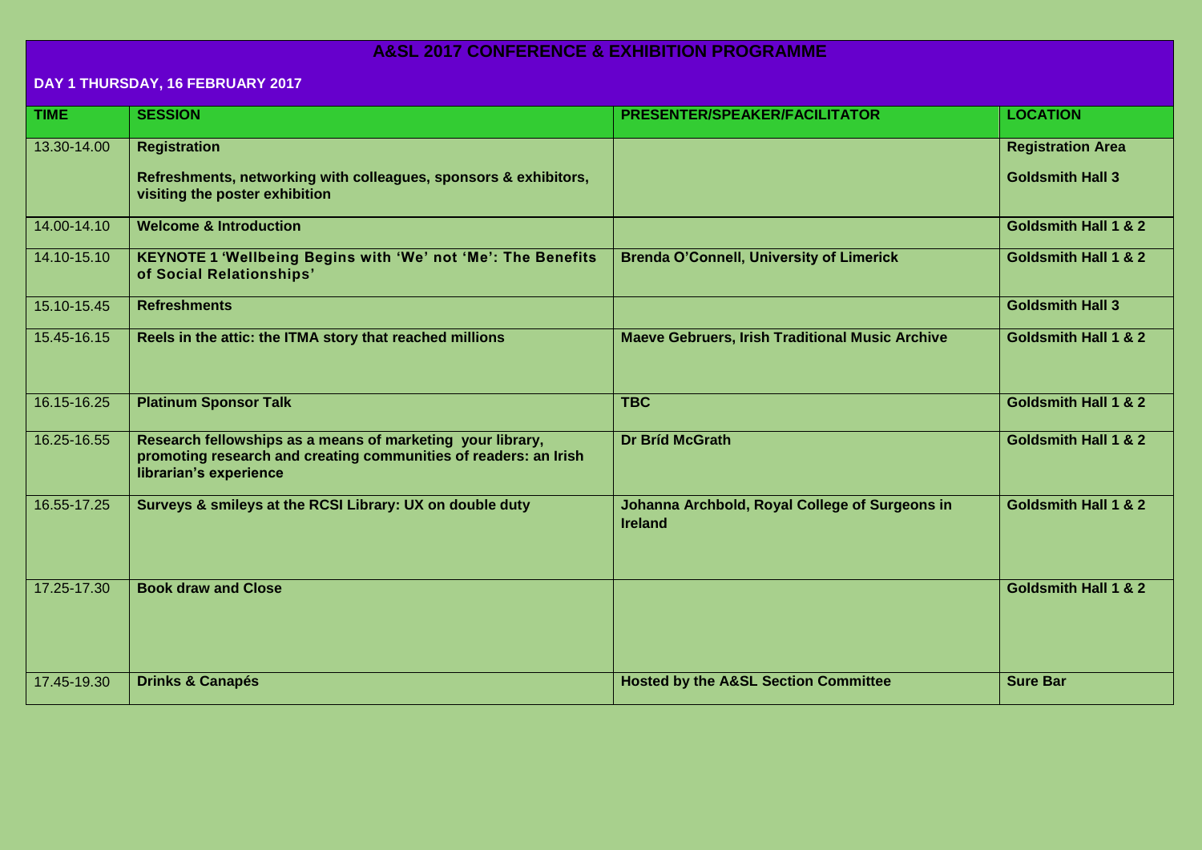# A&SL 2017 CONFERENCE & EXHIBITION PROGRAMME

## DAY 1 THURSDAY, 16 FEBRUARY 2017

| TIME | SESSION | PRESENTER/SPEAKER/FACILITATOR | LOCATION |
|---|---|---|---|
| 13.30-14.00 | **Registration**<br><br>**Refreshments, networking with colleagues, sponsors & exhibitors, visiting the poster exhibition** | | **Registration Area**<br><br>**Goldsmith Hall 3** |
| 14.00-14.10 | **Welcome & Introduction** | | **Goldsmith Hall 1 & 2** |
| 14.10-15.10 | **KEYNOTE 1 'Wellbeing Begins with 'We' not 'Me': The Benefits of Social Relationships'** | **Brenda O'Connell, University of Limerick** | **Goldsmith Hall 1 & 2** |
| 15.10-15.45 | **Refreshments** | | **Goldsmith Hall 3** |
| 15.45-16.15 | **Reels in the attic: the ITMA story that reached millions** | **Maeve Gebruers, Irish Traditional Music Archive** | **Goldsmith Hall 1 & 2** |
| 16.15-16.25 | **Platinum Sponsor Talk** | **TBC** | **Goldsmith Hall 1 & 2** |
| 16.25-16.55 | **Research fellowships as a means of marketing your library, promoting research and creating communities of readers: an Irish librarian's experience** | **Dr Bríd McGrath** | **Goldsmith Hall 1 & 2** |
| 16.55-17.25 | **Surveys & smileys at the RCSI Library: UX on double duty** | **Johanna Archbold, Royal College of Surgeons in Ireland** | **Goldsmith Hall 1 & 2** |
| 17.25-17.30 | **Book draw and Close** | | **Goldsmith Hall 1 & 2** |
| 17.45-19.30 | **Drinks & Canapés** | **Hosted by the A&SL Section Committee** | **Sure Bar** |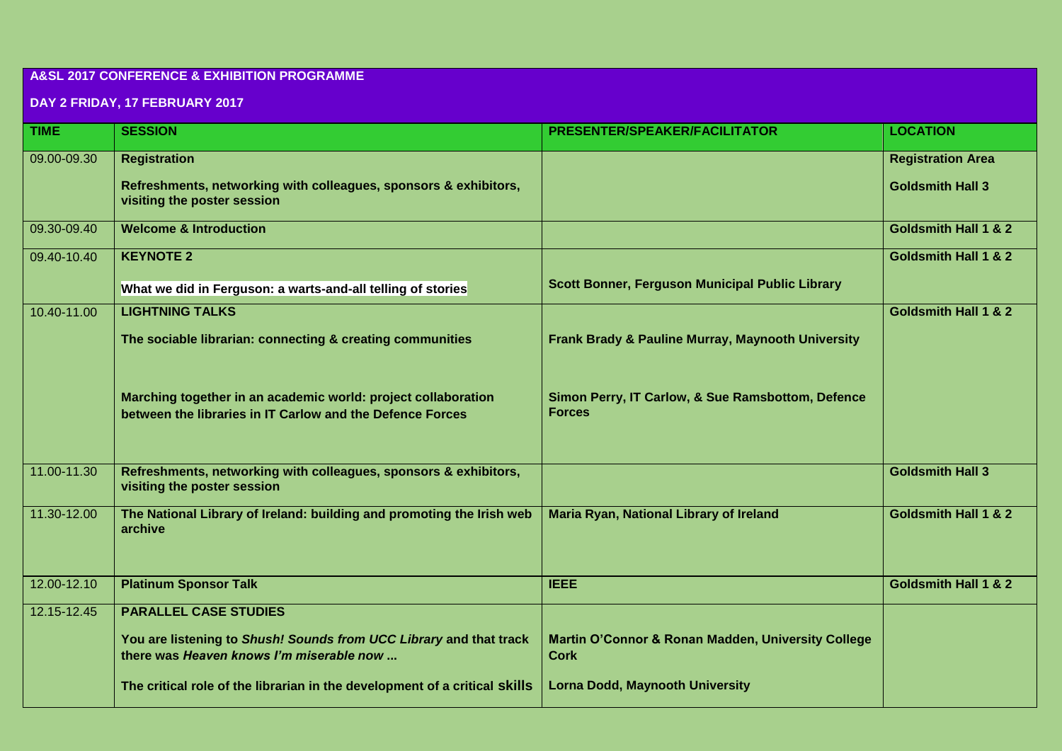## A&SL 2017 CONFERENCE & EXHIBITION PROGRAMME

### DAY 2 FRIDAY, 17 FEBRUARY 2017

| TIME | SESSION | PRESENTER/SPEAKER/FACILITATOR | LOCATION |
|---|---|---|---|
| 09.00-09.30 | **Registration**<br><br>**Refreshments, networking with colleagues, sponsors & exhibitors, visiting the poster session** | | **Registration Area**<br><br>**Goldsmith Hall 3** |
| 09.30-09.40 | **Welcome & Introduction** | | **Goldsmith Hall 1 & 2** |
| 09.40-10.40 | **KEYNOTE 2**<br><br>**What we did in Ferguson: a warts-and-all telling of stories** | **Scott Bonner, Ferguson Municipal Public Library** | **Goldsmith Hall 1 & 2** |
| 10.40-11.00 | **LIGHTNING TALKS**<br><br>**The sociable librarian: connecting & creating communities**<br><br>**Marching together in an academic world: project collaboration between the libraries in IT Carlow and the Defence Forces** | **Frank Brady & Pauline Murray, Maynooth University**<br><br>**Simon Perry, IT Carlow, & Sue Ramsbottom, Defence Forces** | **Goldsmith Hall 1 & 2** |
| 11.00-11.30 | **Refreshments, networking with colleagues, sponsors & exhibitors, visiting the poster session** | | **Goldsmith Hall 3** |
| 11.30-12.00 | **The National Library of Ireland: building and promoting the Irish web archive** | **Maria Ryan, National Library of Ireland** | **Goldsmith Hall 1 & 2** |
| 12.00-12.10 | **Platinum Sponsor Talk** | **IEEE** | **Goldsmith Hall 1 & 2** |
| 12.15-12.45 | **PARALLEL CASE STUDIES**<br><br>**You are listening to *Shush! Sounds from UCC Library* and that track there was *Heaven knows I'm miserable now ...***<br><br>**The critical role of the librarian in the development of a critical skills** | **Martin O'Connor & Ronan Madden, University College Cork**<br><br>**Lorna Dodd, Maynooth University** | |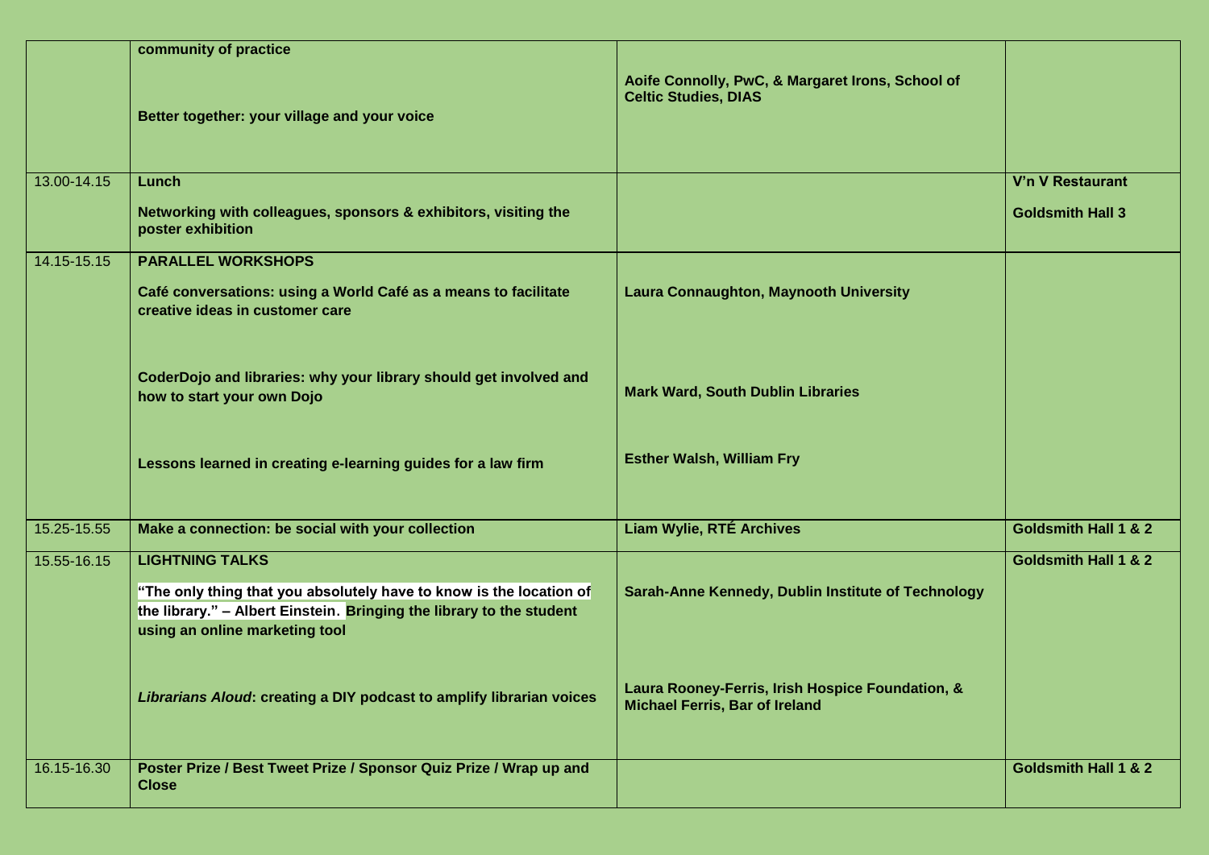| | | | |
|---|---|---|---|
| | **community of practice**<br><br>**Better together: your village and your voice** | **Aoife Connolly, PwC, & Margaret Irons, School of Celtic Studies, DIAS** | |
| 13.00-14.15 | **Lunch**<br><br>**Networking with colleagues, sponsors & exhibitors, visiting the poster exhibition** | | **V'n V Restaurant**<br><br>**Goldsmith Hall 3** |
| 14.15-15.15 | **PARALLEL WORKSHOPS**<br><br>**Café conversations: using a World Café as a means to facilitate creative ideas in customer care**<br><br>**CoderDojo and libraries: why your library should get involved and how to start your own Dojo**<br><br>**Lessons learned in creating e-learning guides for a law firm** | **Laura Connaughton, Maynooth University**<br><br>**Mark Ward, South Dublin Libraries**<br><br>**Esther Walsh, William Fry** | |
| 15.25-15.55 | **Make a connection: be social with your collection** | **Liam Wylie, RTÉ Archives** | **Goldsmith Hall 1 & 2** |
| 15.55-16.15 | **LIGHTNING TALKS**<br><br>**"The only thing that you absolutely have to know is the location of the library." – Albert Einstein. Bringing the library to the student using an online marketing tool**<br><br>***Librarians Aloud*: creating a DIY podcast to amplify librarian voices** | **Sarah-Anne Kennedy, Dublin Institute of Technology**<br><br>**Laura Rooney-Ferris, Irish Hospice Foundation, & Michael Ferris, Bar of Ireland** | **Goldsmith Hall 1 & 2** |
| 16.15-16.30 | **Poster Prize / Best Tweet Prize / Sponsor Quiz Prize / Wrap up and Close** | | **Goldsmith Hall 1 & 2** |